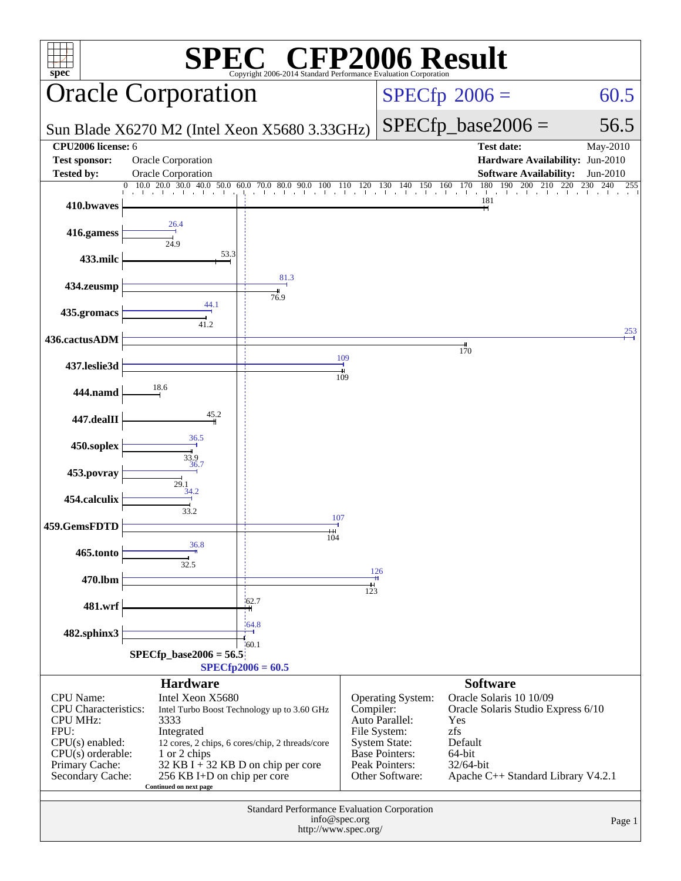# SPEC® CFP2006 Result

Copyright 2006-2014 Standard Performance Evaluation Corporation

## Oracle Corporation

Sun Blade X6270 M2 (Intel Xeon X5680 3.33GHz)

SPECfp 2006 = 60.5

SPECfp_base2006 = 56.5

| | | | |
|---|---|---|---|
| **CPU2006 license:** 6 | | **Test date:** | May-2010 |
| **Test sponsor:** | Oracle Corporation | **Hardware Availability:** | Jun-2010 |
| **Tested by:** | Oracle Corporation | **Software Availability:** | Jun-2010 |

| Benchmark | Peak | Base |
|---|---|---|
| 410.bwaves | | 181 |
| 416.gamess | 26.4 | 24.9 |
| 433.milc | | 53.3 |
| 434.zeusmp | 81.3 | 76.9 |
| 435.gromacs | 44.1 | 41.2 |
| 436.cactusADM | 253 | 170 |
| 437.leslie3d | 109 | 109 |
| 444.namd | | 18.6 |
| 447.dealII | | 45.2 |
| 450.soplex | 36.5 | 33.9 |
| 453.povray | 36.7 | 29.1 |
| 454.calculix | 34.2 | 33.2 |
| 459.GemsFDTD | 107 | 104 |
| 465.tonto | 36.8 | 32.5 |
| 470.lbm | 126 | 123 |
| 481.wrf | | 62.7 |
| 482.sphinx3 | 64.8 | 60.1 |

SPECfp_base2006 = 56.5

SPECfp2006 = 60.5

## Hardware

| | |
|---|---|
| CPU Name: | Intel Xeon X5680 |
| CPU Characteristics: | Intel Turbo Boost Technology up to 3.60 GHz |
| CPU MHz: | 3333 |
| FPU: | Integrated |
| CPU(s) enabled: | 12 cores, 2 chips, 6 cores/chip, 2 threads/core |
| CPU(s) orderable: | 1 or 2 chips |
| Primary Cache: | 32 KB I + 32 KB D on chip per core |
| Secondary Cache: | 256 KB I+D on chip per core |

Continued on next page

## Software

| | |
|---|---|
| Operating System: | Oracle Solaris 10 10/09 |
| Compiler: | Oracle Solaris Studio Express 6/10 |
| Auto Parallel: | Yes |
| File System: | zfs |
| System State: | Default |
| Base Pointers: | 64-bit |
| Peak Pointers: | 32/64-bit |
| Other Software: | Apache C++ Standard Library V4.2.1 |

Standard Performance Evaluation Corporation
info@spec.org
http://www.spec.org/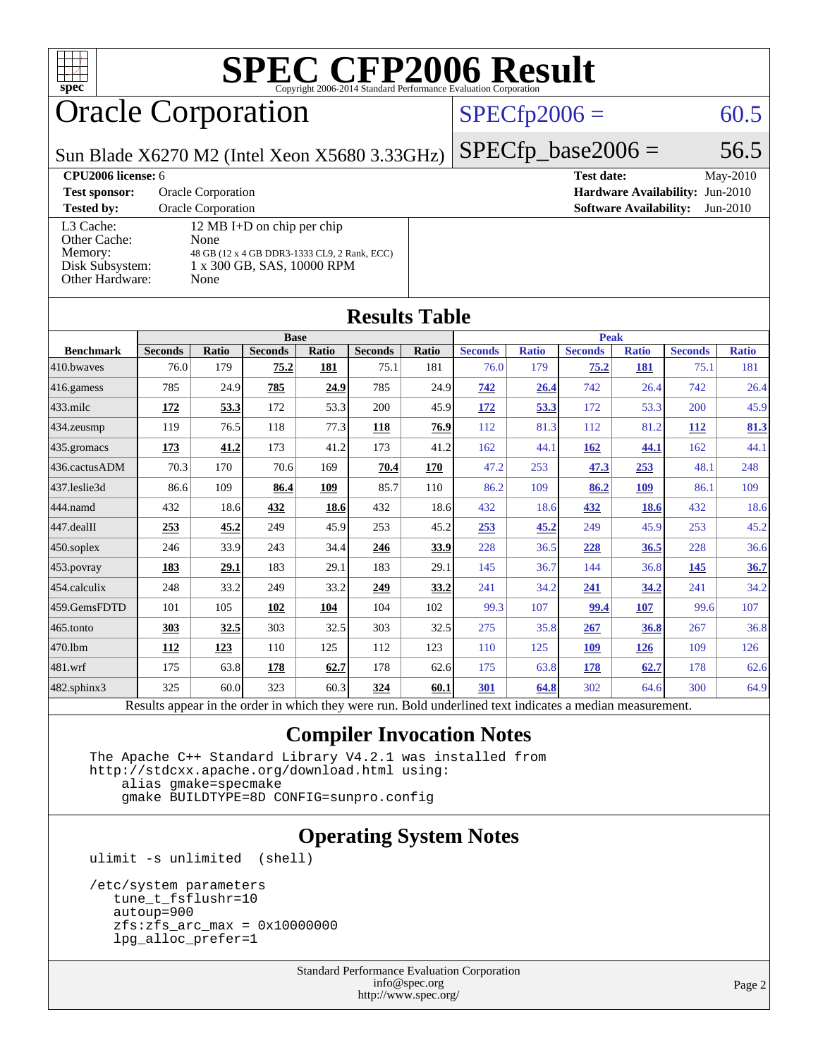# SPEC CFP2006 Result

Copyright 2006-2014 Standard Performance Evaluation Corporation

## Oracle Corporation

Sun Blade X6270 M2 (Intel Xeon X5680 3.33GHz)

SPECfp2006 = 60.5

SPECfp_base2006 = 56.5

**CPU2006 license:** 6
**Test sponsor:** Oracle Corporation
**Tested by:** Oracle Corporation

**Test date:** May-2010
**Hardware Availability:** Jun-2010
**Software Availability:** Jun-2010

| | |
|---|---|
| L3 Cache: | 12 MB I+D on chip per chip |
| Other Cache: | None |
| Memory: | 48 GB (12 x 4 GB DDR3-1333 CL9, 2 Rank, ECC) |
| Disk Subsystem: | 1 x 300 GB, SAS, 10000 RPM |
| Other Hardware: | None |

## Results Table

| | Base | | | | | | Peak | | | | | |
|---|---|---|---|---|---|---|---|---|---|---|---|---|
| **Benchmark** | **Seconds** | **Ratio** | **Seconds** | **Ratio** | **Seconds** | **Ratio** | **Seconds** | **Ratio** | **Seconds** | **Ratio** | **Seconds** | **Ratio** |
| 410.bwaves | 76.0 | 179 | **75.2** | **181** | 75.1 | 181 | 76.0 | 179 | **75.2** | **181** | 75.1 | 181 |
| 416.gamess | 785 | 24.9 | **785** | **24.9** | 785 | 24.9 | **742** | **26.4** | 742 | 26.4 | 742 | 26.4 |
| 433.milc | **172** | **53.3** | 172 | 53.3 | 200 | 45.9 | **172** | **53.3** | 172 | 53.3 | 200 | 45.9 |
| 434.zeusmp | 119 | 76.5 | 118 | 77.3 | **118** | **76.9** | 112 | 81.3 | 112 | 81.2 | **112** | **81.3** |
| 435.gromacs | **173** | **41.2** | 173 | 41.2 | 173 | 41.2 | 162 | 44.1 | **162** | **44.1** | 162 | 44.1 |
| 436.cactusADM | 70.3 | 170 | 70.6 | 169 | **70.4** | **170** | 47.2 | 253 | **47.3** | **253** | 48.1 | 248 |
| 437.leslie3d | 86.6 | 109 | **86.4** | **109** | 85.7 | 110 | 86.2 | 109 | **86.2** | **109** | 86.1 | 109 |
| 444.namd | 432 | 18.6 | **432** | **18.6** | 432 | 18.6 | 432 | 18.6 | **432** | **18.6** | 432 | 18.6 |
| 447.dealII | **253** | **45.2** | 249 | 45.9 | 253 | 45.2 | **253** | **45.2** | 249 | 45.9 | 253 | 45.2 |
| 450.soplex | 246 | 33.9 | 243 | 34.4 | **246** | **33.9** | 228 | 36.5 | **228** | **36.5** | 228 | 36.6 |
| 453.povray | **183** | **29.1** | 183 | 29.1 | 183 | 29.1 | 145 | 36.7 | 144 | 36.8 | **145** | **36.7** |
| 454.calculix | 248 | 33.2 | 249 | 33.2 | **249** | **33.2** | 241 | 34.2 | **241** | **34.2** | 241 | 34.2 |
| 459.GemsFDTD | 101 | 105 | **102** | **104** | 104 | 102 | 99.3 | 107 | **99.4** | **107** | 99.6 | 107 |
| 465.tonto | **303** | **32.5** | 303 | 32.5 | 303 | 32.5 | 275 | 35.8 | **267** | **36.8** | 267 | 36.8 |
| 470.lbm | **112** | **123** | 110 | 125 | 112 | 123 | 110 | 125 | **109** | **126** | 109 | 126 |
| 481.wrf | 175 | 63.8 | **178** | **62.7** | 178 | 62.6 | 175 | 63.8 | **178** | **62.7** | 178 | 62.6 |
| 482.sphinx3 | 325 | 60.0 | 323 | 60.3 | **324** | **60.1** | **301** | **64.8** | 302 | 64.6 | 300 | 64.9 |

Results appear in the order in which they were run. Bold underlined text indicates a median measurement.

## Compiler Invocation Notes

```
The Apache C++ Standard Library V4.2.1 was installed from
http://stdcxx.apache.org/download.html using:
    alias gmake=specmake
    gmake BUILDTYPE=8D CONFIG=sunpro.config
```

## Operating System Notes

```
ulimit -s unlimited  (shell)

/etc/system parameters
   tune_t_fsflushr=10
   autoup=900
   zfs:zfs_arc_max = 0x10000000
   lpg_alloc_prefer=1
```

Standard Performance Evaluation Corporation
info@spec.org
http://www.spec.org/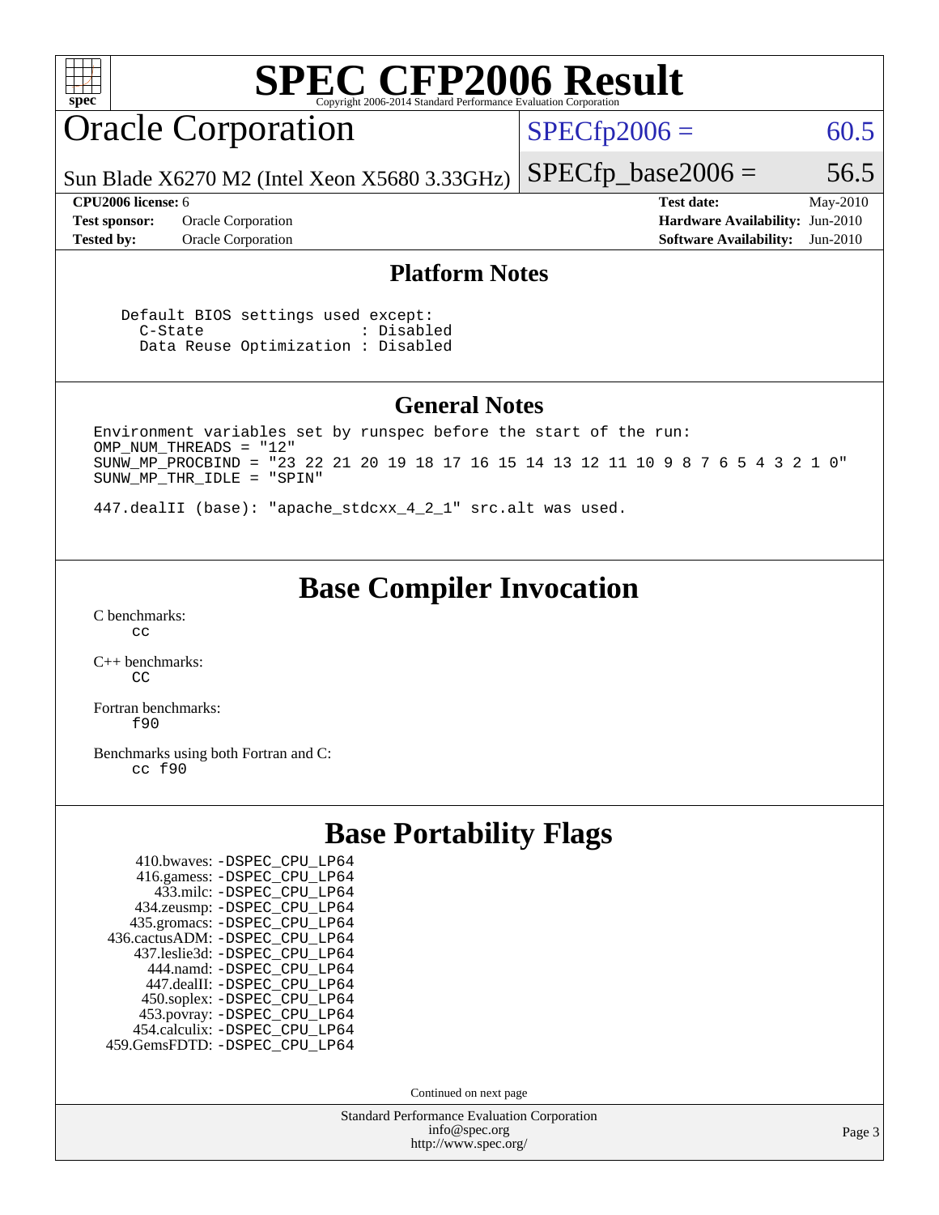# SPEC CFP2006 Result

Copyright 2006-2014 Standard Performance Evaluation Corporation

## Oracle Corporation

Sun Blade X6270 M2 (Intel Xeon X5680 3.33GHz)

SPECfp2006 = 60.5

SPECfp_base2006 = 56.5

| | | | |
|---|---|---|---|
| **CPU2006 license:** 6 | | **Test date:** | May-2010 |
| **Test sponsor:** | Oracle Corporation | **Hardware Availability:** | Jun-2010 |
| **Tested by:** | Oracle Corporation | **Software Availability:** | Jun-2010 |

### Platform Notes

```
Default BIOS settings used except:
  C-State                   : Disabled
  Data Reuse Optimization : Disabled
```

### General Notes

```
Environment variables set by runspec before the start of the run:
OMP_NUM_THREADS = "12"
SUNW_MP_PROCBIND = "23 22 21 20 19 18 17 16 15 14 13 12 11 10 9 8 7 6 5 4 3 2 1 0"
SUNW_MP_THR_IDLE = "SPIN"

447.dealII (base): "apache_stdcxx_4_2_1" src.alt was used.
```

## Base Compiler Invocation

C benchmarks:
`cc`

C++ benchmarks:
`CC`

Fortran benchmarks:
`f90`

Benchmarks using both Fortran and C:
`cc f90`

## Base Portability Flags

410.bwaves: -DSPEC_CPU_LP64
416.gamess: -DSPEC_CPU_LP64
433.milc: -DSPEC_CPU_LP64
434.zeusmp: -DSPEC_CPU_LP64
435.gromacs: -DSPEC_CPU_LP64
436.cactusADM: -DSPEC_CPU_LP64
437.leslie3d: -DSPEC_CPU_LP64
444.namd: -DSPEC_CPU_LP64
447.dealII: -DSPEC_CPU_LP64
450.soplex: -DSPEC_CPU_LP64
453.povray: -DSPEC_CPU_LP64
454.calculix: -DSPEC_CPU_LP64
459.GemsFDTD: -DSPEC_CPU_LP64

Continued on next page

Standard Performance Evaluation Corporation
info@spec.org
http://www.spec.org/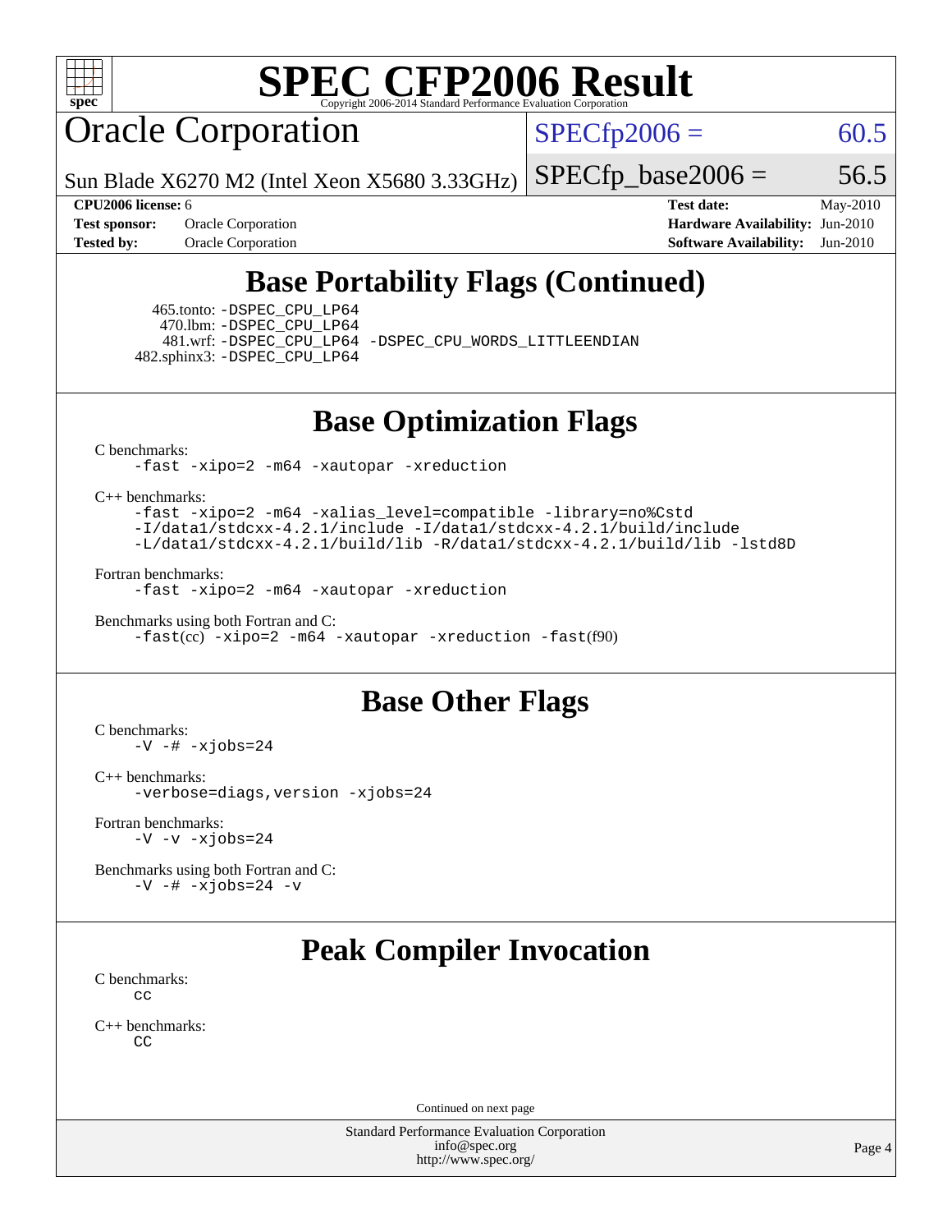# SPEC CFP2006 Result

Copyright 2006-2014 Standard Performance Evaluation Corporation

# Oracle Corporation

Sun Blade X6270 M2 (Intel Xeon X5680 3.33GHz)

SPECfp2006 = 60.5

SPECfp_base2006 = 56.5

**CPU2006 license:** 6
**Test sponsor:** Oracle Corporation
**Tested by:** Oracle Corporation

**Test date:** May-2010
**Hardware Availability:** Jun-2010
**Software Availability:** Jun-2010

## Base Portability Flags (Continued)

465.tonto: -DSPEC_CPU_LP64
470.lbm: -DSPEC_CPU_LP64
481.wrf: -DSPEC_CPU_LP64 -DSPEC_CPU_WORDS_LITTLEENDIAN
482.sphinx3: -DSPEC_CPU_LP64

## Base Optimization Flags

C benchmarks:
```
-fast -xipo=2 -m64 -xautopar -xreduction
```

C++ benchmarks:
```
-fast -xipo=2 -m64 -xalias_level=compatible -library=no%Cstd
-I/data1/stdcxx-4.2.1/include -I/data1/stdcxx-4.2.1/build/include
-L/data1/stdcxx-4.2.1/build/lib -R/data1/stdcxx-4.2.1/build/lib -lstd8D
```

Fortran benchmarks:
```
-fast -xipo=2 -m64 -xautopar -xreduction
```

Benchmarks using both Fortran and C:
```
-fast(cc) -xipo=2 -m64 -xautopar -xreduction -fast(f90)
```

## Base Other Flags

C benchmarks:
```
-V -# -xjobs=24
```

C++ benchmarks:
```
-verbose=diags,version -xjobs=24
```

Fortran benchmarks:
```
-V -v -xjobs=24
```

Benchmarks using both Fortran and C:
```
-V -# -xjobs=24 -v
```

## Peak Compiler Invocation

C benchmarks:
```
cc
```

C++ benchmarks:
```
CC
```

Continued on next page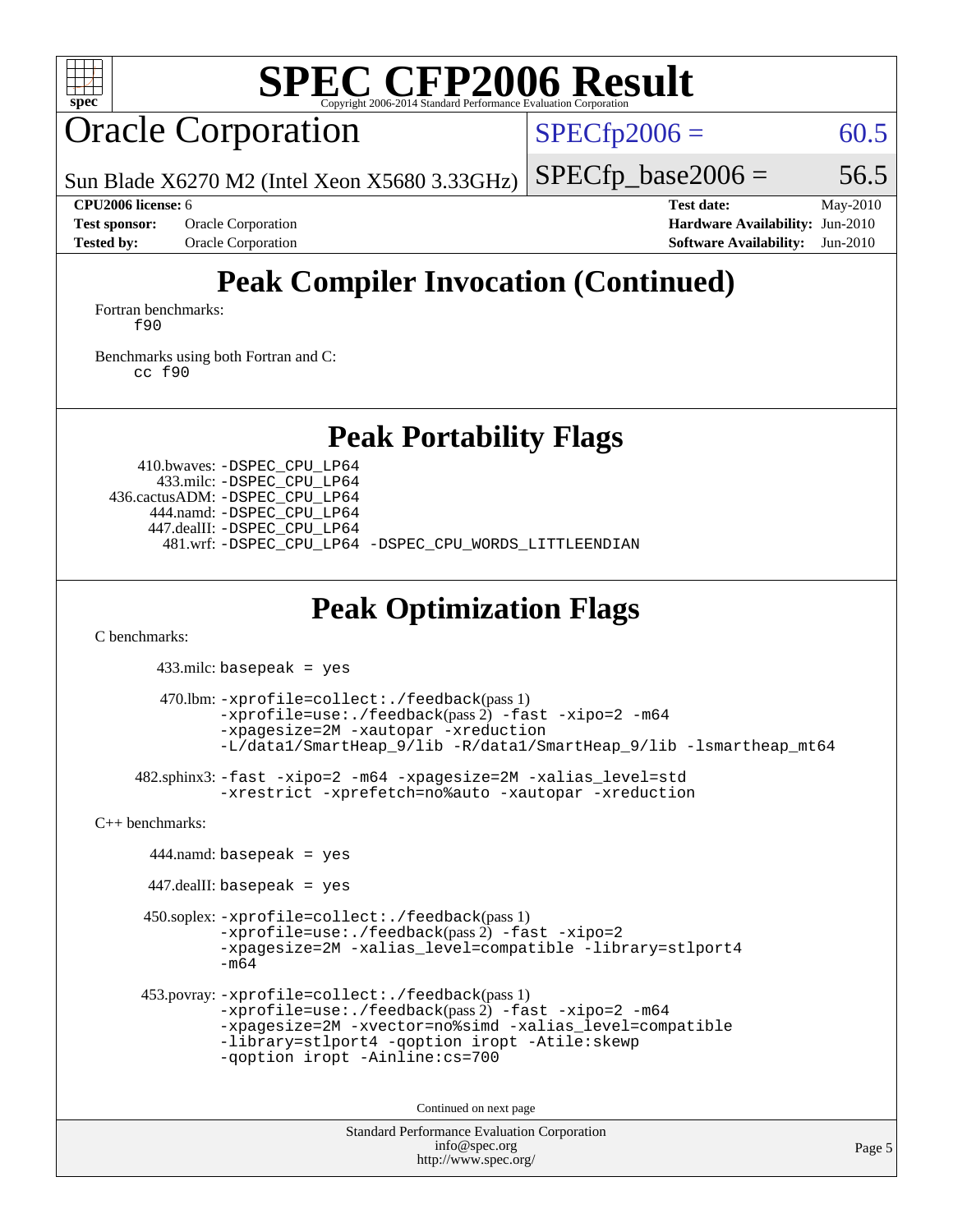# SPEC CFP2006 Result

Copyright 2006-2014 Standard Performance Evaluation Corporation

## Oracle Corporation

Sun Blade X6270 M2 (Intel Xeon X5680 3.33GHz)

SPECfp2006 = 60.5

SPECfp_base2006 = 56.5

**CPU2006 license:** 6
**Test sponsor:** Oracle Corporation
**Tested by:** Oracle Corporation

**Test date:** May-2010
**Hardware Availability:** Jun-2010
**Software Availability:** Jun-2010

## Peak Compiler Invocation (Continued)

Fortran benchmarks:
f90

Benchmarks using both Fortran and C:
cc f90

## Peak Portability Flags

410.bwaves: -DSPEC_CPU_LP64
433.milc: -DSPEC_CPU_LP64
436.cactusADM: -DSPEC_CPU_LP64
444.namd: -DSPEC_CPU_LP64
447.dealII: -DSPEC_CPU_LP64
481.wrf: -DSPEC_CPU_LP64 -DSPEC_CPU_WORDS_LITTLEENDIAN

## Peak Optimization Flags

C benchmarks:

433.milc: basepeak = yes

470.lbm: -xprofile=collect:./feedback(pass 1) -xprofile=use:./feedback(pass 2) -fast -xipo=2 -m64 -xpagesize=2M -xautopar -xreduction -L/data1/SmartHeap_9/lib -R/data1/SmartHeap_9/lib -lsmartheap_mt64

482.sphinx3: -fast -xipo=2 -m64 -xpagesize=2M -xalias_level=std -xrestrict -xprefetch=no%auto -xautopar -xreduction

C++ benchmarks:

444.namd: basepeak = yes

447.dealII: basepeak = yes

450.soplex: -xprofile=collect:./feedback(pass 1) -xprofile=use:./feedback(pass 2) -fast -xipo=2 -xpagesize=2M -xalias_level=compatible -library=stlport4 -m64

453.povray: -xprofile=collect:./feedback(pass 1) -xprofile=use:./feedback(pass 2) -fast -xipo=2 -m64 -xpagesize=2M -xvector=no%simd -xalias_level=compatible -library=stlport4 -qoption iropt -Atile:skewp -qoption iropt -Ainline:cs=700

Continued on next page

Standard Performance Evaluation Corporation
info@spec.org
http://www.spec.org/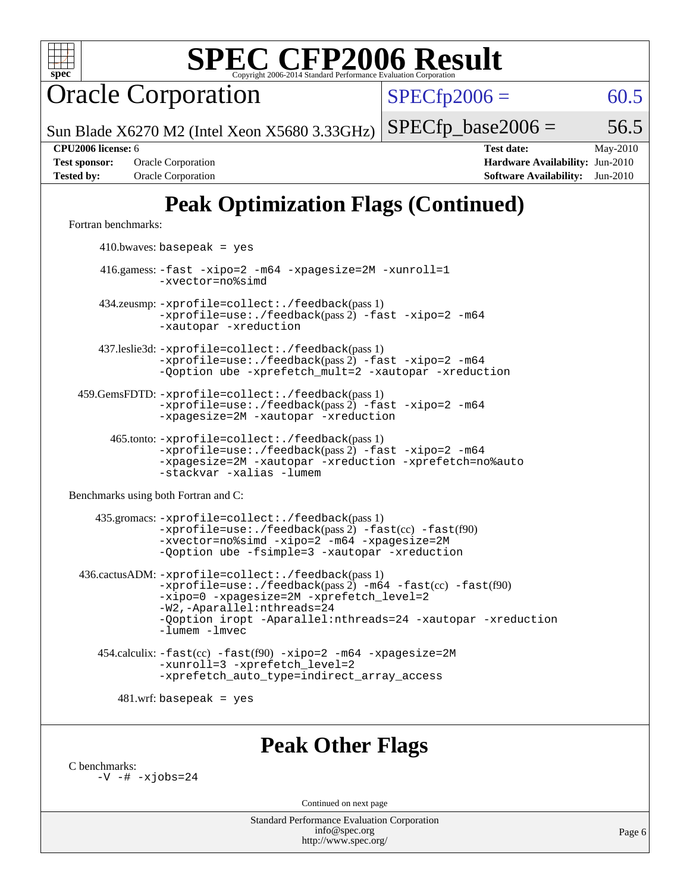Oracle Corporation

Sun Blade X6270 M2 (Intel Xeon X5680 3.33GHz)

SPECfp2006 = 60.5

SPECfp_base2006 = 56.5

**CPU2006 license:** 6
**Test sponsor:** Oracle Corporation
**Tested by:** Oracle Corporation

**Test date:** May-2010
**Hardware Availability:** Jun-2010
**Software Availability:** Jun-2010

## Peak Optimization Flags (Continued)

Fortran benchmarks:

410.bwaves: basepeak = yes

416.gamess: -fast -xipo=2 -m64 -xpagesize=2M -xunroll=1 -xvector=no%simd

434.zeusmp: -xprofile=collect:./feedback(pass 1) -xprofile=use:./feedback(pass 2) -fast -xipo=2 -m64 -xautopar -xreduction

437.leslie3d: -xprofile=collect:./feedback(pass 1) -xprofile=use:./feedback(pass 2) -fast -xipo=2 -m64 -Qoption ube -xprefetch_mult=2 -xautopar -xreduction

459.GemsFDTD: -xprofile=collect:./feedback(pass 1) -xprofile=use:./feedback(pass 2) -fast -xipo=2 -m64 -xpagesize=2M -xautopar -xreduction

465.tonto: -xprofile=collect:./feedback(pass 1) -xprofile=use:./feedback(pass 2) -fast -xipo=2 -m64 -xpagesize=2M -xautopar -xreduction -xprefetch=no%auto -stackvar -xalias -lumem

Benchmarks using both Fortran and C:

435.gromacs: -xprofile=collect:./feedback(pass 1) -xprofile=use:./feedback(pass 2) -fast(cc) -fast(f90) -xvector=no%simd -xipo=2 -m64 -xpagesize=2M -Qoption ube -fsimple=3 -xautopar -xreduction

436.cactusADM: -xprofile=collect:./feedback(pass 1) -xprofile=use:./feedback(pass 2) -m64 -fast(cc) -fast(f90) -xipo=0 -xpagesize=2M -xprefetch_level=2 -W2,-Aparallel:nthreads=24 -Qoption iropt -Aparallel:nthreads=24 -xautopar -xreduction -lumem -lmvec

454.calculix: -fast(cc) -fast(f90) -xipo=2 -m64 -xpagesize=2M -xunroll=3 -xprefetch_level=2 -xprefetch_auto_type=indirect_array_access

481.wrf: basepeak = yes

## Peak Other Flags

C benchmarks:
-V -# -xjobs=24

Continued on next page

Standard Performance Evaluation Corporation
info@spec.org
http://www.spec.org/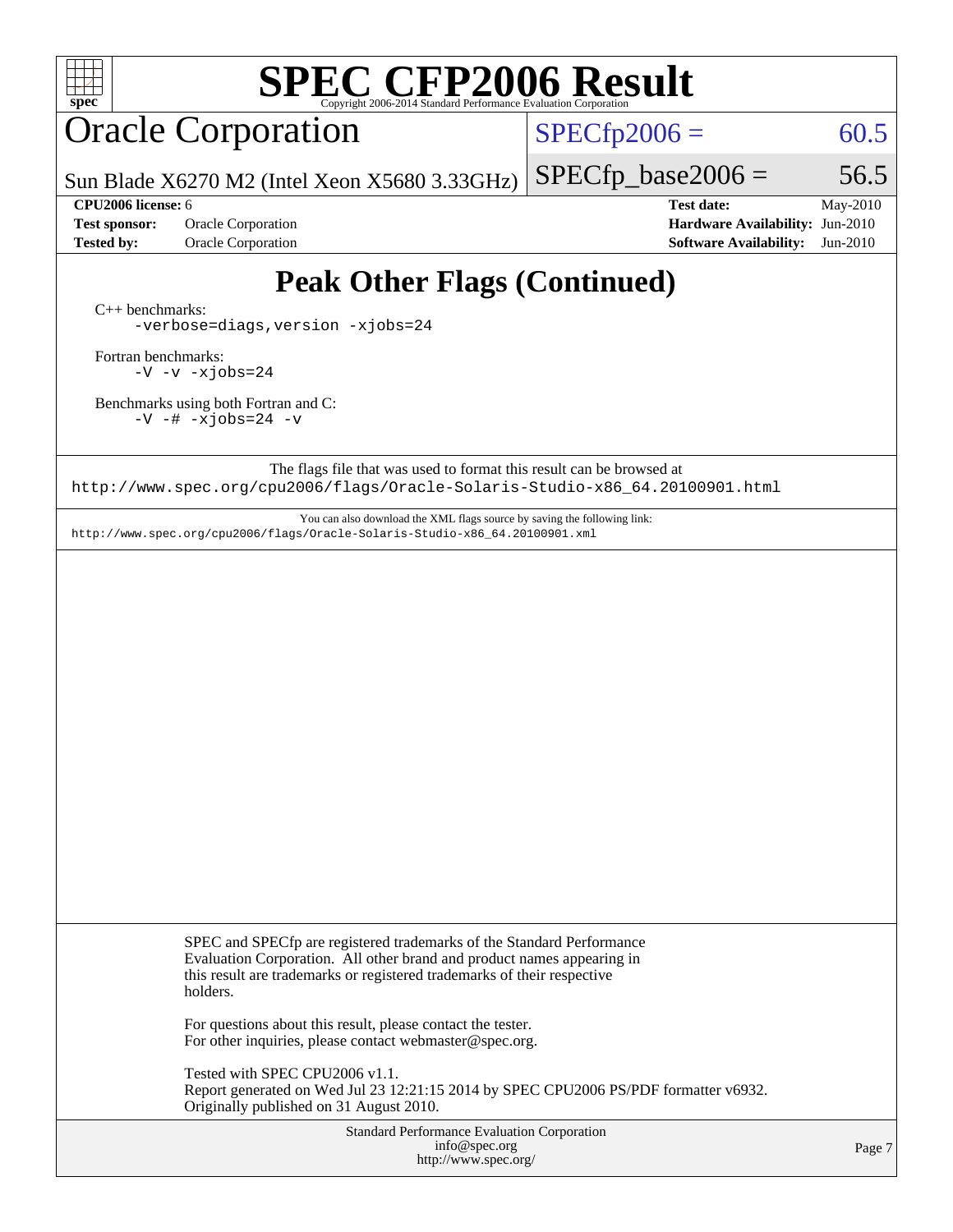# Peak Other Flags (Continued)

C++ benchmarks:

```
-verbose=diags,version -xjobs=24
```

Fortran benchmarks:

```
-V -v -xjobs=24
```

Benchmarks using both Fortran and C:

```
-V -# -xjobs=24 -v
```

The flags file that was used to format this result can be browsed at
http://www.spec.org/cpu2006/flags/Oracle-Solaris-Studio-x86_64.20100901.html

You can also download the XML flags source by saving the following link:
http://www.spec.org/cpu2006/flags/Oracle-Solaris-Studio-x86_64.20100901.xml

SPEC and SPECfp are registered trademarks of the Standard Performance Evaluation Corporation. All other brand and product names appearing in this result are trademarks or registered trademarks of their respective holders.

For questions about this result, please contact the tester.
For other inquiries, please contact webmaster@spec.org.

Tested with SPEC CPU2006 v1.1.
Report generated on Wed Jul 23 12:21:15 2014 by SPEC CPU2006 PS/PDF formatter v6932.
Originally published on 31 August 2010.